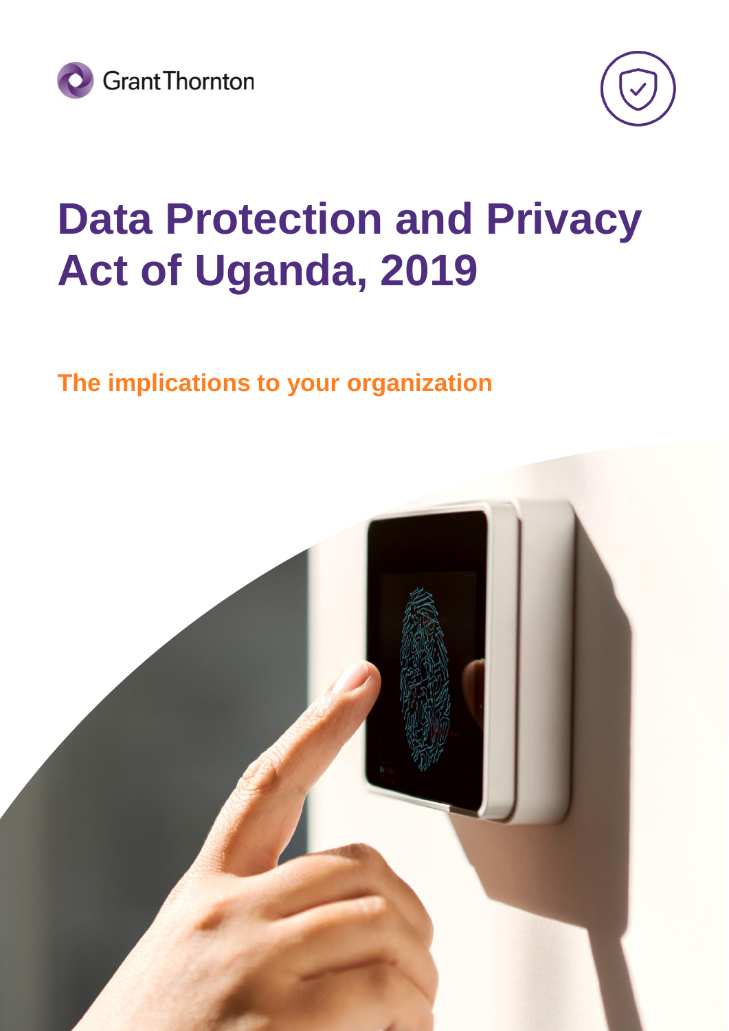Grant Thornton

# Data Protection and Privacy Act of Uganda, 2019

## The implications to your organization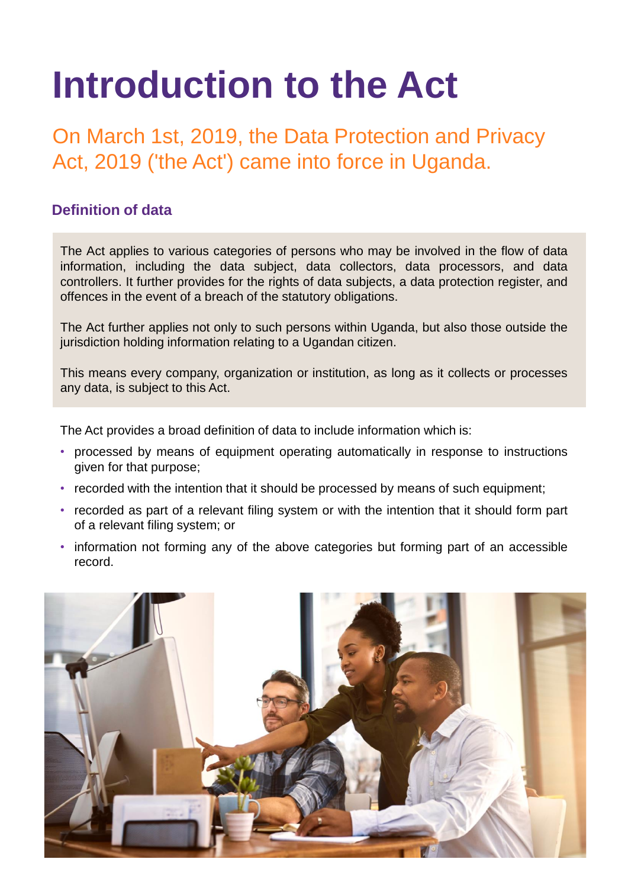# Introduction to the Act

## On March 1st, 2019, the Data Protection and Privacy Act, 2019 ('the Act') came into force in Uganda.

### Definition of data

The Act applies to various categories of persons who may be involved in the flow of data information, including the data subject, data collectors, data processors, and data controllers. It further provides for the rights of data subjects, a data protection register, and offences in the event of a breach of the statutory obligations.

The Act further applies not only to such persons within Uganda, but also those outside the jurisdiction holding information relating to a Ugandan citizen.

This means every company, organization or institution, as long as it collects or processes any data, is subject to this Act.

The Act provides a broad definition of data to include information which is:

- processed by means of equipment operating automatically in response to instructions given for that purpose;
- recorded with the intention that it should be processed by means of such equipment;
- recorded as part of a relevant filing system or with the intention that it should form part of a relevant filing system; or
- information not forming any of the above categories but forming part of an accessible record.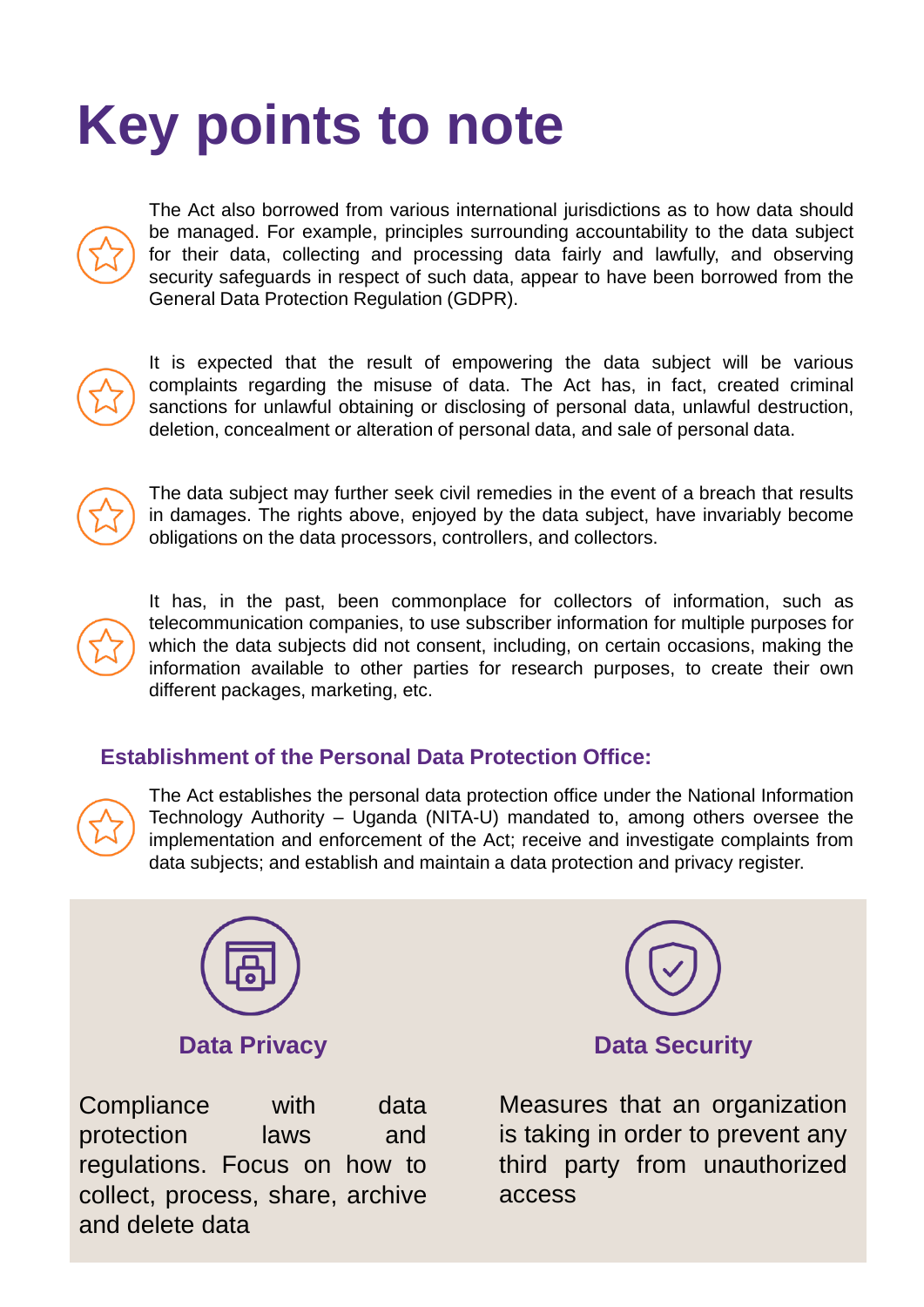# Key points to note

- The Act also borrowed from various international jurisdictions as to how data should be managed. For example, principles surrounding accountability to the data subject for their data, collecting and processing data fairly and lawfully, and observing security safeguards in respect of such data, appear to have been borrowed from the General Data Protection Regulation (GDPR).

- It is expected that the result of empowering the data subject will be various complaints regarding the misuse of data. The Act has, in fact, created criminal sanctions for unlawful obtaining or disclosing of personal data, unlawful destruction, deletion, concealment or alteration of personal data, and sale of personal data.

- The data subject may further seek civil remedies in the event of a breach that results in damages. The rights above, enjoyed by the data subject, have invariably become obligations on the data processors, controllers, and collectors.

- It has, in the past, been commonplace for collectors of information, such as telecommunication companies, to use subscriber information for multiple purposes for which the data subjects did not consent, including, on certain occasions, making the information available to other parties for research purposes, to create their own different packages, marketing, etc.

### Establishment of the Personal Data Protection Office:

- The Act establishes the personal data protection office under the National Information Technology Authority – Uganda (NITA-U) mandated to, among others oversee the implementation and enforcement of the Act; receive and investigate complaints from data subjects; and establish and maintain a data protection and privacy register.

**Data Privacy**

Compliance with data protection laws and regulations. Focus on how to collect, process, share, archive and delete data

**Data Security**

Measures that an organization is taking in order to prevent any third party from unauthorized access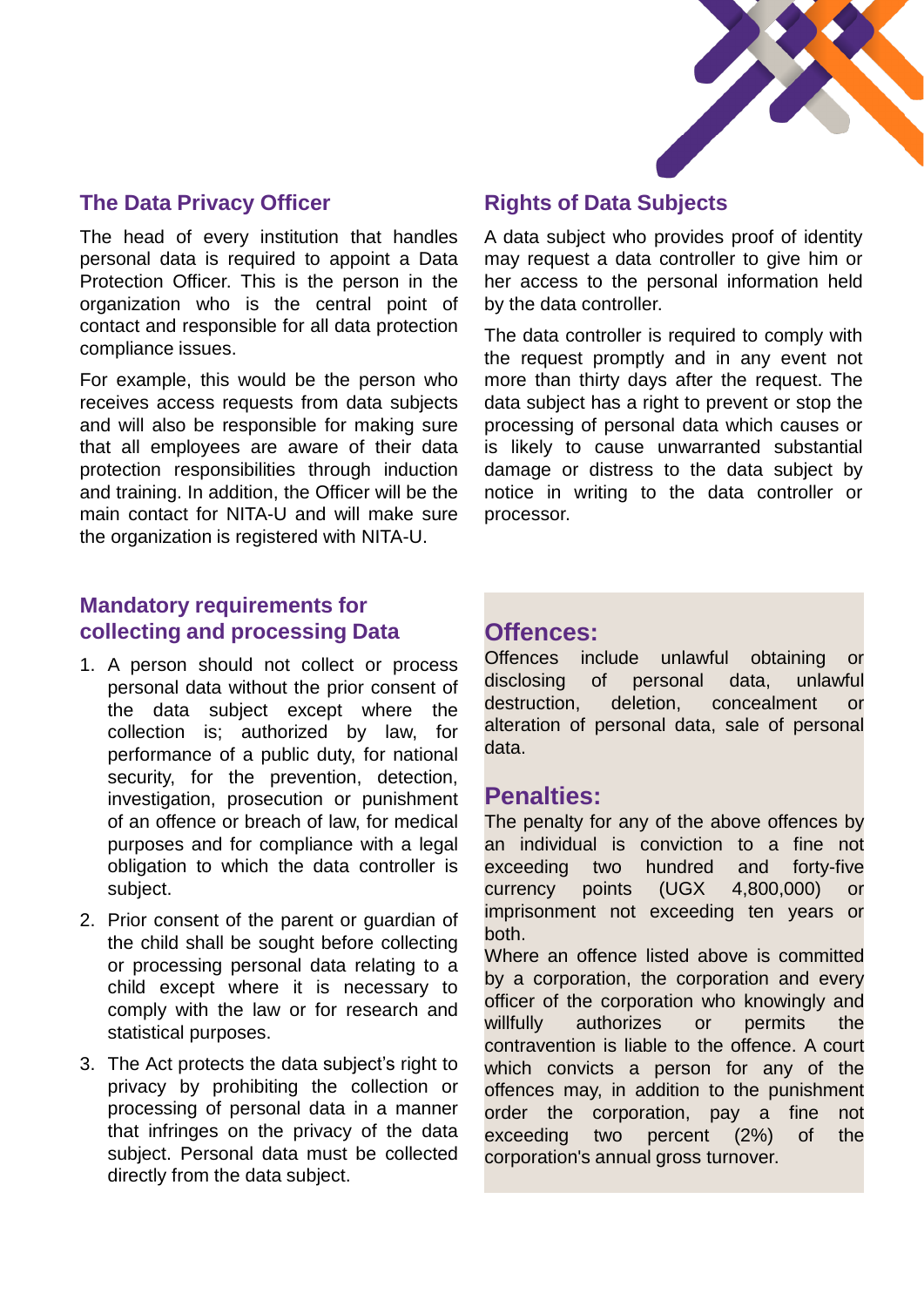## The Data Privacy Officer

The head of every institution that handles personal data is required to appoint a Data Protection Officer. This is the person in the organization who is the central point of contact and responsible for all data protection compliance issues.

For example, this would be the person who receives access requests from data subjects and will also be responsible for making sure that all employees are aware of their data protection responsibilities through induction and training. In addition, the Officer will be the main contact for NITA-U and will make sure the organization is registered with NITA-U.

## Rights of Data Subjects

A data subject who provides proof of identity may request a data controller to give him or her access to the personal information held by the data controller.

The data controller is required to comply with the request promptly and in any event not more than thirty days after the request. The data subject has a right to prevent or stop the processing of personal data which causes or is likely to cause unwarranted substantial damage or distress to the data subject by notice in writing to the data controller or processor.

## Mandatory requirements for collecting and processing Data

1. A person should not collect or process personal data without the prior consent of the data subject except where the collection is; authorized by law, for performance of a public duty, for national security, for the prevention, detection, investigation, prosecution or punishment of an offence or breach of law, for medical purposes and for compliance with a legal obligation to which the data controller is subject.
2. Prior consent of the parent or guardian of the child shall be sought before collecting or processing personal data relating to a child except where it is necessary to comply with the law or for research and statistical purposes.
3. The Act protects the data subject's right to privacy by prohibiting the collection or processing of personal data in a manner that infringes on the privacy of the data subject. Personal data must be collected directly from the data subject.

## Offences:

Offences include unlawful obtaining or disclosing of personal data, unlawful destruction, deletion, concealment or alteration of personal data, sale of personal data.

## Penalties:

The penalty for any of the above offences by an individual is conviction to a fine not exceeding two hundred and forty-five currency points (UGX 4,800,000) or imprisonment not exceeding ten years or both.

Where an offence listed above is committed by a corporation, the corporation and every officer of the corporation who knowingly and willfully authorizes or permits the contravention is liable to the offence. A court which convicts a person for any of the offences may, in addition to the punishment order the corporation, pay a fine not exceeding two percent (2%) of the corporation's annual gross turnover.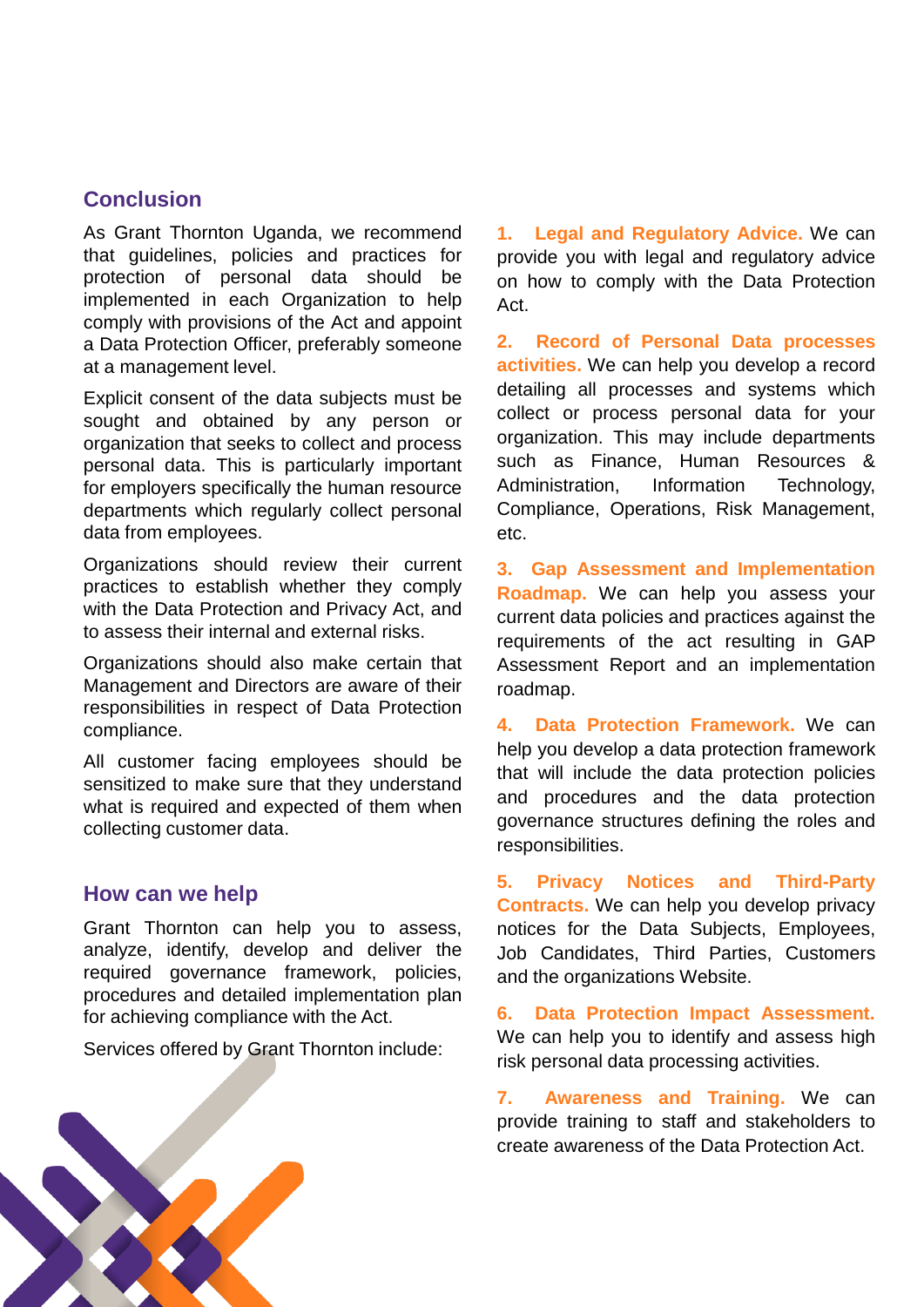## Conclusion

As Grant Thornton Uganda, we recommend that guidelines, policies and practices for protection of personal data should be implemented in each Organization to help comply with provisions of the Act and appoint a Data Protection Officer, preferably someone at a management level.

Explicit consent of the data subjects must be sought and obtained by any person or organization that seeks to collect and process personal data. This is particularly important for employers specifically the human resource departments which regularly collect personal data from employees.

Organizations should review their current practices to establish whether they comply with the Data Protection and Privacy Act, and to assess their internal and external risks.

Organizations should also make certain that Management and Directors are aware of their responsibilities in respect of Data Protection compliance.

All customer facing employees should be sensitized to make sure that they understand what is required and expected of them when collecting customer data.

## How can we help

Grant Thornton can help you to assess, analyze, identify, develop and deliver the required governance framework, policies, procedures and detailed implementation plan for achieving compliance with the Act.

Services offered by Grant Thornton include:

1. **Legal and Regulatory Advice.** We can provide you with legal and regulatory advice on how to comply with the Data Protection Act.

2. **Record of Personal Data processes activities.** We can help you develop a record detailing all processes and systems which collect or process personal data for your organization. This may include departments such as Finance, Human Resources & Administration, Information Technology, Compliance, Operations, Risk Management, etc.

3. **Gap Assessment and Implementation Roadmap.** We can help you assess your current data policies and practices against the requirements of the act resulting in GAP Assessment Report and an implementation roadmap.

4. **Data Protection Framework.** We can help you develop a data protection framework that will include the data protection policies and procedures and the data protection governance structures defining the roles and responsibilities.

5. **Privacy Notices and Third-Party Contracts.** We can help you develop privacy notices for the Data Subjects, Employees, Job Candidates, Third Parties, Customers and the organizations Website.

6. **Data Protection Impact Assessment.** We can help you to identify and assess high risk personal data processing activities.

7. **Awareness and Training.** We can provide training to staff and stakeholders to create awareness of the Data Protection Act.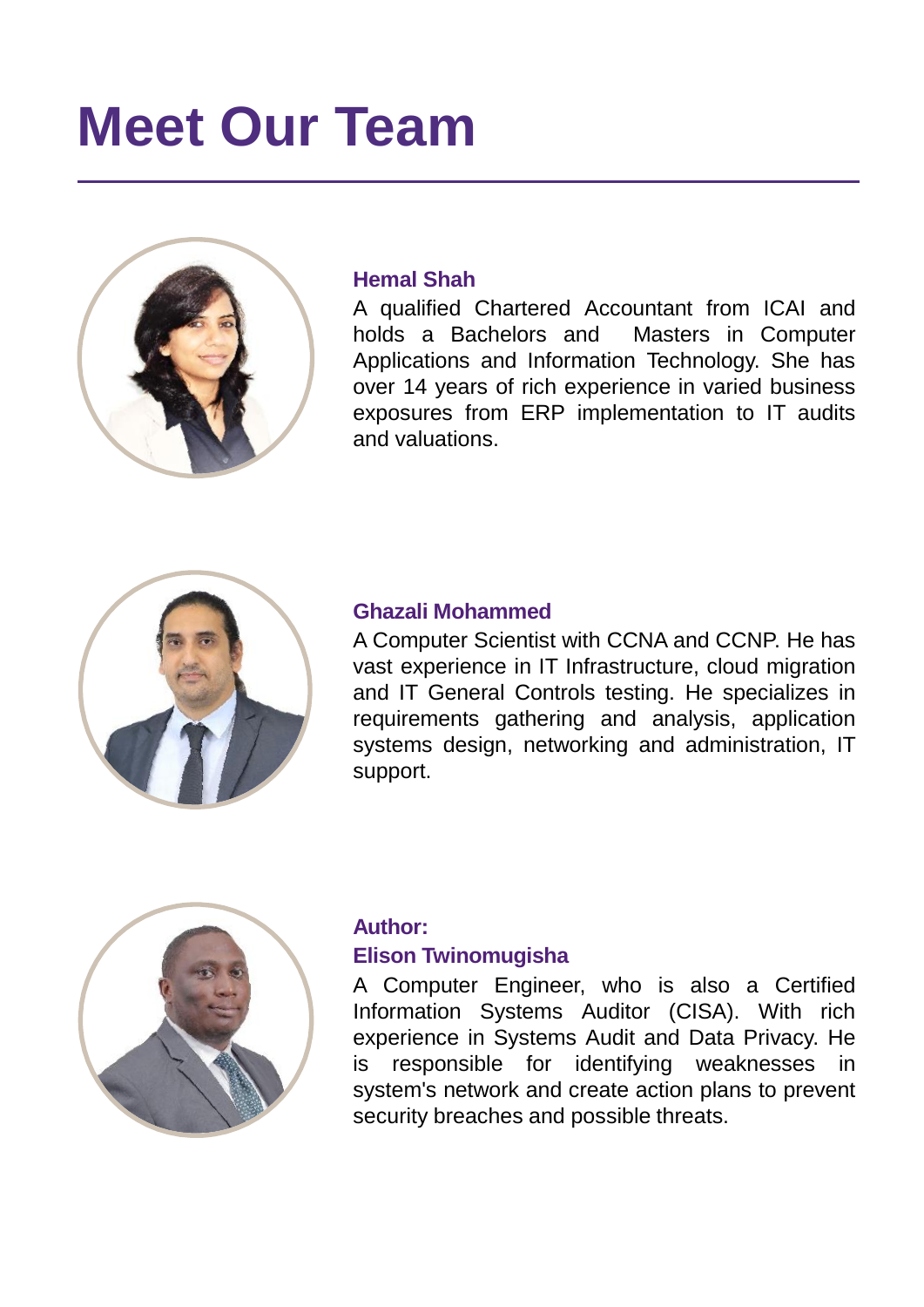# Meet Our Team

### Hemal Shah

A qualified Chartered Accountant from ICAI and holds a Bachelors and Masters in Computer Applications and Information Technology. She has over 14 years of rich experience in varied business exposures from ERP implementation to IT audits and valuations.

### Ghazali Mohammed

A Computer Scientist with CCNA and CCNP. He has vast experience in IT Infrastructure, cloud migration and IT General Controls testing. He specializes in requirements gathering and analysis, application systems design, networking and administration, IT support.

### Author:
### Elison Twinomugisha

A Computer Engineer, who is also a Certified Information Systems Auditor (CISA). With rich experience in Systems Audit and Data Privacy. He is responsible for identifying weaknesses in system's network and create action plans to prevent security breaches and possible threats.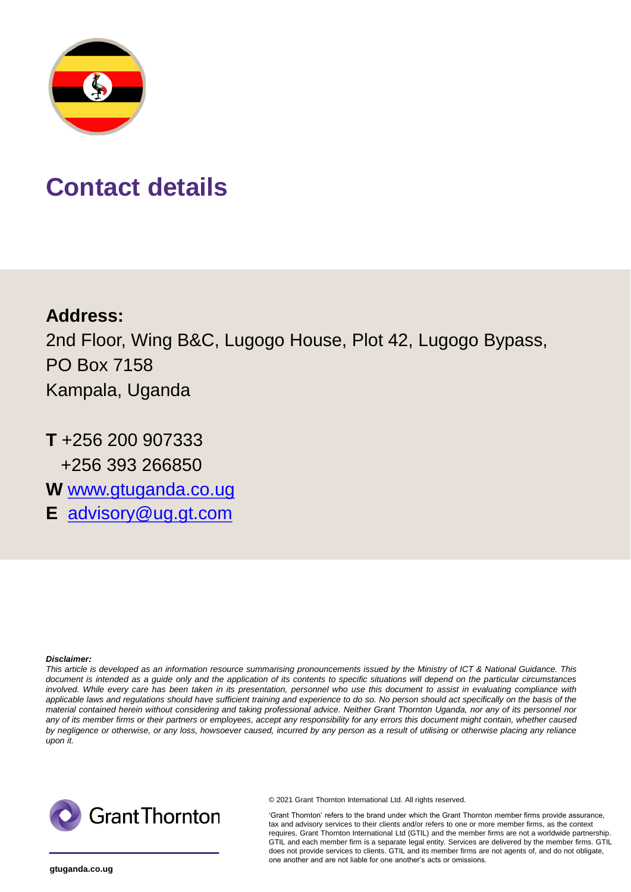# Contact details

**Address:**
2nd Floor, Wing B&C, Lugogo House, Plot 42, Lugogo Bypass,
PO Box 7158
Kampala, Uganda

**T** +256 200 907333
+256 393 266850
**W** [www.gtuganda.co.ug](http://www.gtuganda.co.ug)
**E** [advisory@ug.gt.com](mailto:advisory@ug.gt.com)

***Disclaimer:***
*This article is developed as an information resource summarising pronouncements issued by the Ministry of ICT & National Guidance. This document is intended as a guide only and the application of its contents to specific situations will depend on the particular circumstances involved. While every care has been taken in its presentation, personnel who use this document to assist in evaluating compliance with applicable laws and regulations should have sufficient training and experience to do so. No person should act specifically on the basis of the material contained herein without considering and taking professional advice. Neither Grant Thornton Uganda, nor any of its personnel nor any of its member firms or their partners or employees, accept any responsibility for any errors this document might contain, whether caused by negligence or otherwise, or any loss, howsoever caused, incurred by any person as a result of utilising or otherwise placing any reliance upon it.*

Grant Thornton

**gtuganda.co.ug**

© 2021 Grant Thornton International Ltd. All rights reserved.

'Grant Thornton' refers to the brand under which the Grant Thornton member firms provide assurance, tax and advisory services to their clients and/or refers to one or more member firms, as the context requires. Grant Thornton International Ltd (GTIL) and the member firms are not a worldwide partnership. GTIL and each member firm is a separate legal entity. Services are delivered by the member firms. GTIL does not provide services to clients. GTIL and its member firms are not agents of, and do not obligate, one another and are not liable for one another's acts or omissions.